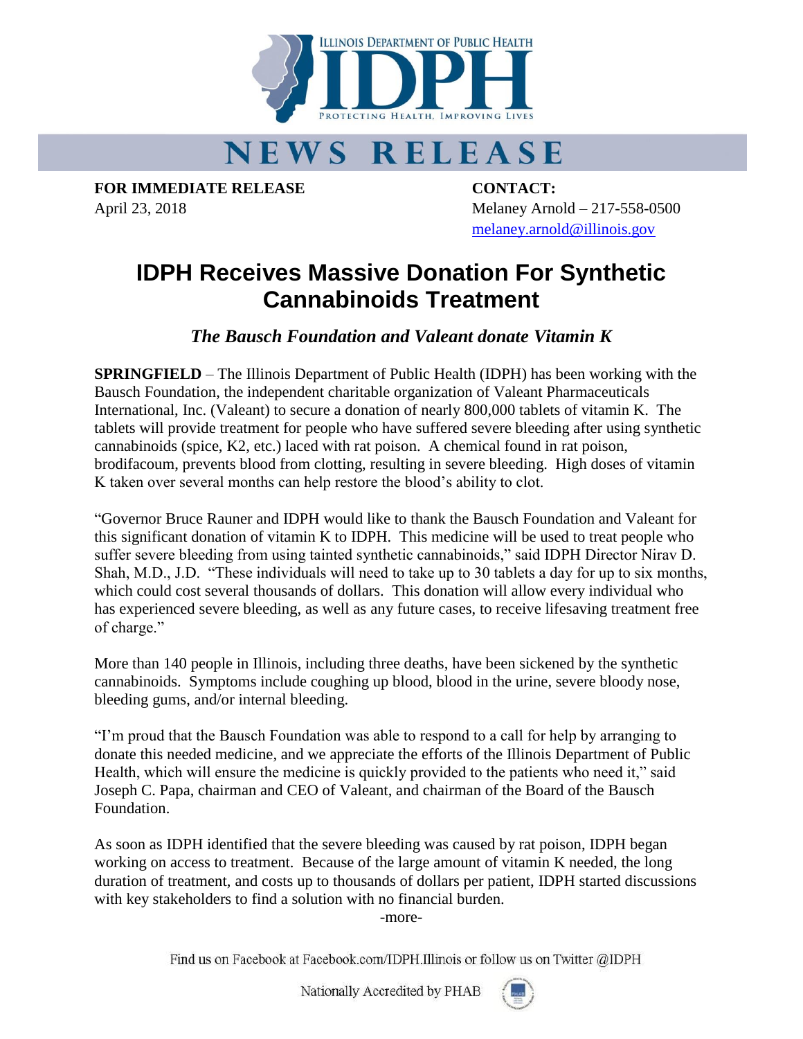ILLINOIS DEPARTMENT OF PUBLIC HEALTH

IDPH

PROTECTING HEALTH, IMPROVING LIVES

# NEWS RELEASE

**FOR IMMEDIATE RELEASE**
April 23, 2018

**CONTACT:**
Melaney Arnold – 217-558-0500
melaney.arnold@illinois.gov

# IDPH Receives Massive Donation For Synthetic Cannabinoids Treatment

***The Bausch Foundation and Valeant donate Vitamin K***

**SPRINGFIELD** – The Illinois Department of Public Health (IDPH) has been working with the Bausch Foundation, the independent charitable organization of Valeant Pharmaceuticals International, Inc. (Valeant) to secure a donation of nearly 800,000 tablets of vitamin K. The tablets will provide treatment for people who have suffered severe bleeding after using synthetic cannabinoids (spice, K2, etc.) laced with rat poison. A chemical found in rat poison, brodifacoum, prevents blood from clotting, resulting in severe bleeding. High doses of vitamin K taken over several months can help restore the blood's ability to clot.

"Governor Bruce Rauner and IDPH would like to thank the Bausch Foundation and Valeant for this significant donation of vitamin K to IDPH. This medicine will be used to treat people who suffer severe bleeding from using tainted synthetic cannabinoids," said IDPH Director Nirav D. Shah, M.D., J.D. "These individuals will need to take up to 30 tablets a day for up to six months, which could cost several thousands of dollars. This donation will allow every individual who has experienced severe bleeding, as well as any future cases, to receive lifesaving treatment free of charge."

More than 140 people in Illinois, including three deaths, have been sickened by the synthetic cannabinoids. Symptoms include coughing up blood, blood in the urine, severe bloody nose, bleeding gums, and/or internal bleeding.

"I'm proud that the Bausch Foundation was able to respond to a call for help by arranging to donate this needed medicine, and we appreciate the efforts of the Illinois Department of Public Health, which will ensure the medicine is quickly provided to the patients who need it," said Joseph C. Papa, chairman and CEO of Valeant, and chairman of the Board of the Bausch Foundation.

As soon as IDPH identified that the severe bleeding was caused by rat poison, IDPH began working on access to treatment. Because of the large amount of vitamin K needed, the long duration of treatment, and costs up to thousands of dollars per patient, IDPH started discussions with key stakeholders to find a solution with no financial burden.

-more-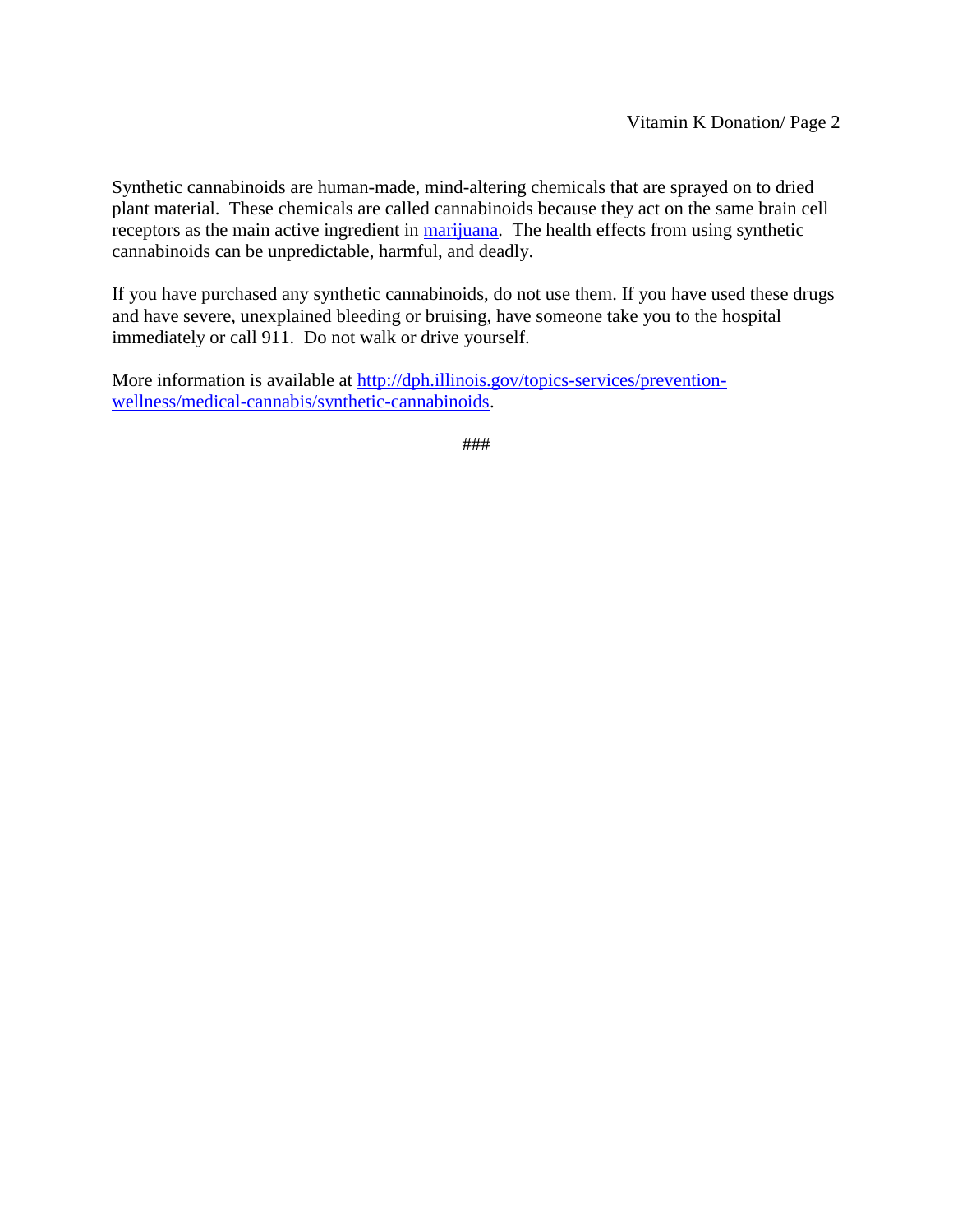Synthetic cannabinoids are human-made, mind-altering chemicals that are sprayed on to dried plant material. These chemicals are called cannabinoids because they act on the same brain cell receptors as the main active ingredient in [marijuana](). The health effects from using synthetic cannabinoids can be unpredictable, harmful, and deadly.

If you have purchased any synthetic cannabinoids, do not use them. If you have used these drugs and have severe, unexplained bleeding or bruising, have someone take you to the hospital immediately or call 911. Do not walk or drive yourself.

More information is available at [http://dph.illinois.gov/topics-services/prevention-wellness/medical-cannabis/synthetic-cannabinoids](http://dph.illinois.gov/topics-services/prevention-wellness/medical-cannabis/synthetic-cannabinoids).

###